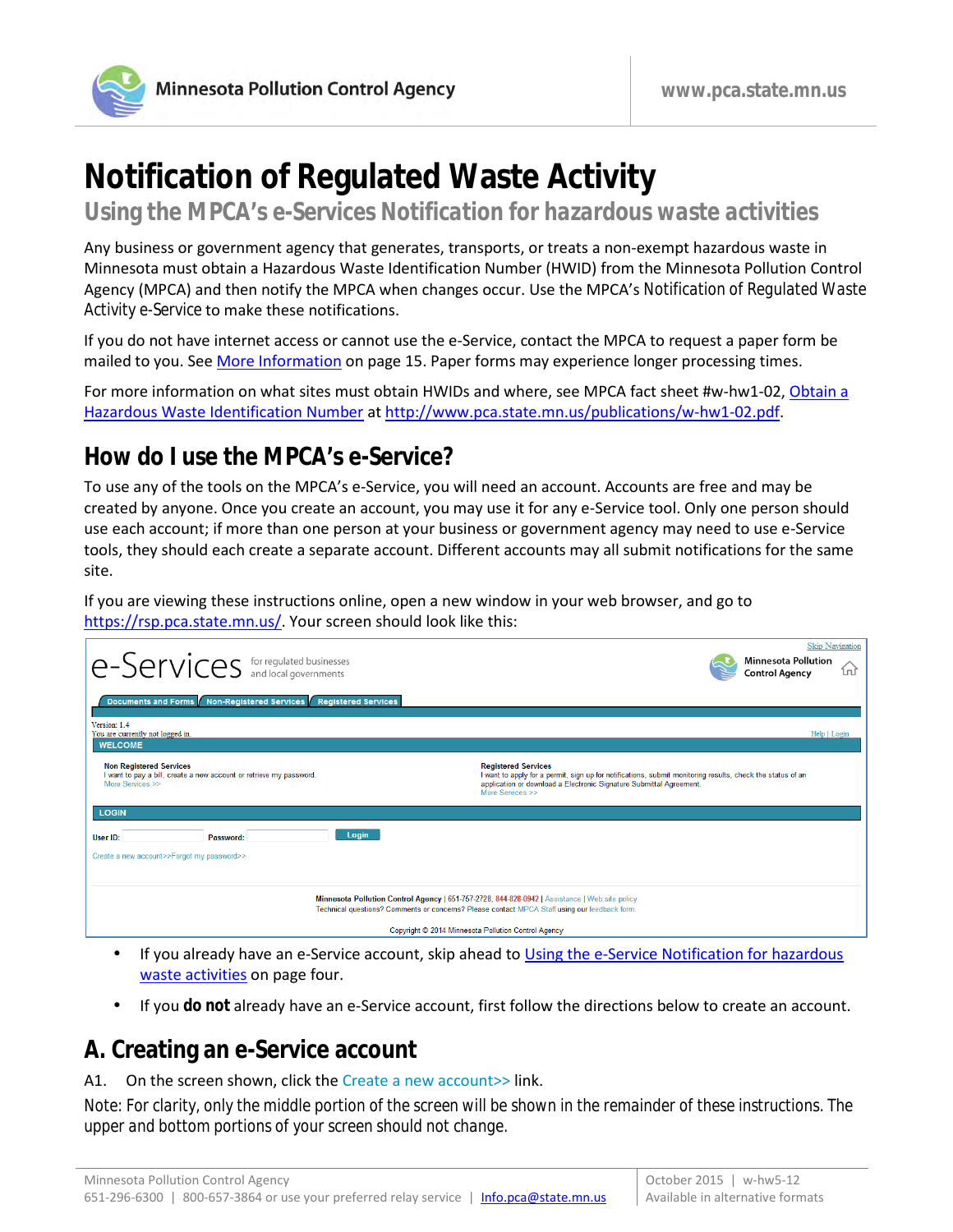# Notification of Regulated Waste Activity

## Using the MPCA's e-Services Notification for hazardous waste activities

Any business or government agency that generates, transports, or treats a non-exempt hazardous waste in Minnesota must obtain a Hazardous Waste Identification Number (HWID) from the Minnesota Pollution Control Agency (MPCA) and then notify the MPCA when changes occur. Use the MPCA's Notification of Regulated Waste Activity e-Service to make these notifications.

If you do not have internet access or cannot use the e-Service, contact the MPCA to request a paper form be mailed to you. See [More Information](#) on page 15. Paper forms may experience longer processing times.

For more information on what sites must obtain HWIDs and where, see MPCA fact sheet #w-hw1-02, [Obtain a Hazardous Waste Identification Number](#) at [http://www.pca.state.mn.us/publications/w-hw1-02.pdf](http://www.pca.state.mn.us/publications/w-hw1-02.pdf).

## How do I use the MPCA's e-Service?

To use any of the tools on the MPCA's e-Service, you will need an account. Accounts are free and may be created by anyone. Once you create an account, you may use it for any e-Service tool. Only one person should use each account; if more than one person at your business or government agency may need to use e-Service tools, they should each create a separate account. Different accounts may all submit notifications for the same site.

If you are viewing these instructions online, open a new window in your web browser, and go to [https://rsp.pca.state.mn.us/](https://rsp.pca.state.mn.us/). Your screen should look like this:

- If you already have an e-Service account, skip ahead to [Using the e-Service Notification for hazardous waste activities](#) on page four.
- If you **do not** already have an e-Service account, first follow the directions below to create an account.

## A. Creating an e-Service account

A1. On the screen shown, click the Create a new account>> link.

Note: For clarity, only the middle portion of the screen will be shown in the remainder of these instructions. The upper and bottom portions of your screen should not change.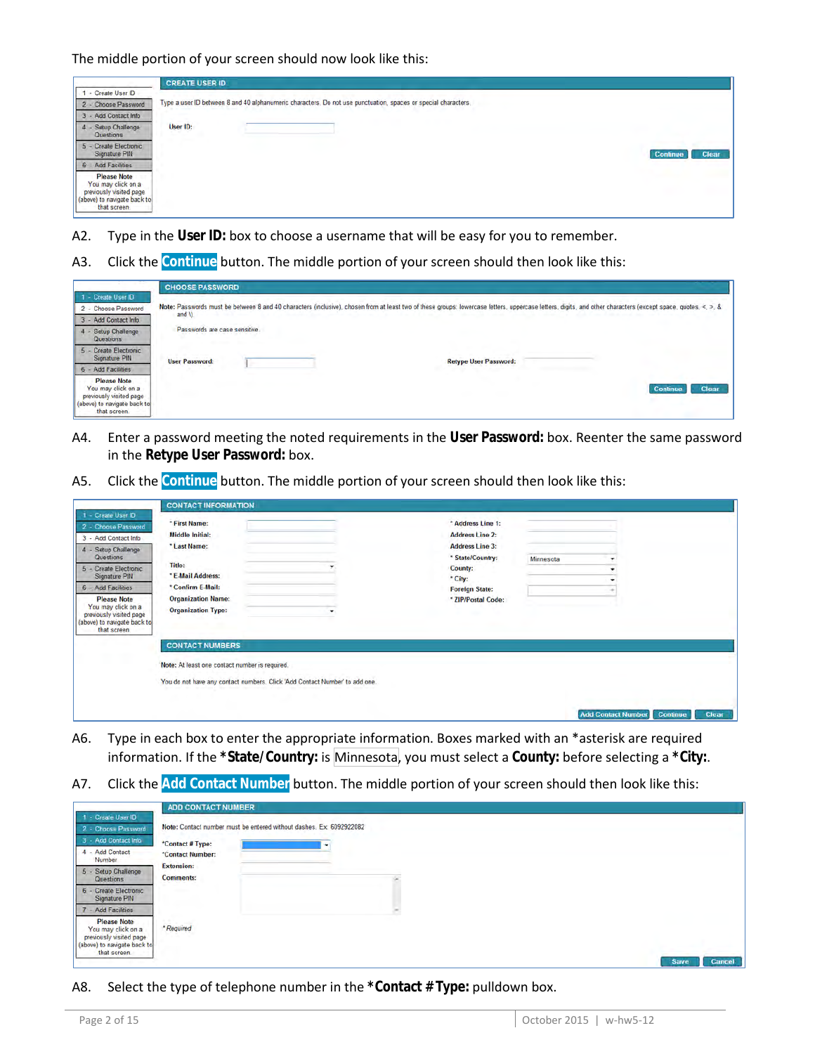The middle portion of your screen should now look like this:

A2. Type in the **User ID:** box to choose a username that will be easy for you to remember.

A3. Click the **Continue** button. The middle portion of your screen should then look like this:

A4. Enter a password meeting the noted requirements in the **User Password:** box. Reenter the same password in the **Retype User Password:** box.

A5. Click the **Continue** button. The middle portion of your screen should then look like this:

A6. Type in each box to enter the appropriate information. Boxes marked with an *asterisk are required information. If the ***State/Country:** is Minnesota, you must select a **County:** before selecting a ***City:**.

A7. Click the **Add Contact Number** button. The middle portion of your screen should then look like this:

A8. Select the type of telephone number in the ***Contact # Type:** pulldown box.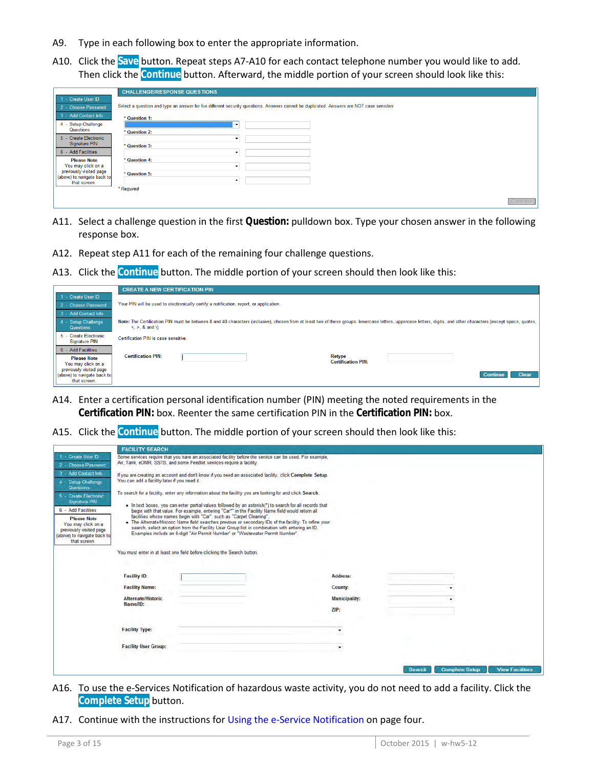A9. Type in each following box to enter the appropriate information.

A10. Click the **Save** button. Repeat steps A7-A10 for each contact telephone number you would like to add. Then click the **Continue** button. Afterward, the middle portion of your screen should look like this:

**CHALLENGE/RESPONSE QUESTIONS**

1 - Create User ID
2 - Choose Password
3 - Add Contact Info
4 - Setup Challenge Questions
5 - Create Electronic Signature PIN
6 - Add Facilities

Please Note
You may click on a previously visited page (above) to navigate back to that screen.

Select a question and type an answer for five different security questions. Answers cannot be duplicated. Answers are NOT case sensitive

\* Question 1:

\* Question 2:

\* Question 3:

\* Question 4:

\* Question 5:

\* Required

Continue

A11. Select a challenge question in the first **Question:** pulldown box. Type your chosen answer in the following response box.

A12. Repeat step A11 for each of the remaining four challenge questions.

A13. Click the **Continue** button. The middle portion of your screen should then look like this:

**CREATE A NEW CERTIFICATION PIN**

1 - Create User ID
2 - Choose Password
3 - Add Contact Info
4 - Setup Challenge Questions
5 - Create Electronic Signature PIN
6 - Add Facilities

Please Note
You may click on a previously visited page (above) to navigate back to that screen.

Your PIN will be used to electronically certify a notification, report, or application.

Note: The Certification PIN must be between 8 and 40 characters (inclusive), chosen from at least two of these groups: lowercase letters, uppercase letters, digits, and other characters (except space, quotes, <, >, & and \).

Certification PIN is case sensitive.

Certification PIN:

Retype Certification PIN:

Continue Clear

A14. Enter a certification personal identification number (PIN) meeting the noted requirements in the **Certification PIN:** box. Reenter the same certification PIN in the **Certification PIN:** box.

A15. Click the **Continue** button. The middle portion of your screen should then look like this:

**FACILITY SEARCH**

1 - Create User ID
2 - Choose Password
3 - Add Contact Info
4 - Setup Challenge Questions
5 - Create Electronic Signature PIN
6 - Add Facilities

Please Note
You may click on a previously visited page (above) to navigate back to that screen.

Some services require that you have an associated facility before the service can be used. For example, Air, Tank, eDMR, SSTS, and some Feedlot services require a facility.

If you are creating an account and don't know if you need an associated facility, click **Complete Setup**. You can add a facility later if you need it.

To search for a facility, enter any information about the facility you are looking for and click **Search**.

- In text boxes, you can enter partial values followed by an asterisk(\*) to search for all records that begin with that value. For example, entering "Car\*" in the Facility Name field would return all facilities whose names begin with "Car", such as "Carpet Cleaning".
- The Alternate/Historic Name field searches previous or secondary IDs of the facility. To refine your search, select an option from the Facility User Group list in combination with entering an ID. Examples include an 8-digit "Air Permit Number" or "Wastewater Permit Number".

You must enter in at least one field before clicking the Search button.

Facility ID:
Facility Name:
Alternate/Historic Name/ID:
Address:
County:
Municipality:
ZIP:
Facility Type:
Facility User Group:

Search Complete Setup View Facilities

A16. To use the e-Services Notification of hazardous waste activity, you do not need to add a facility. Click the **Complete Setup** button.

A17. Continue with the instructions for Using the e-Service Notification on page four.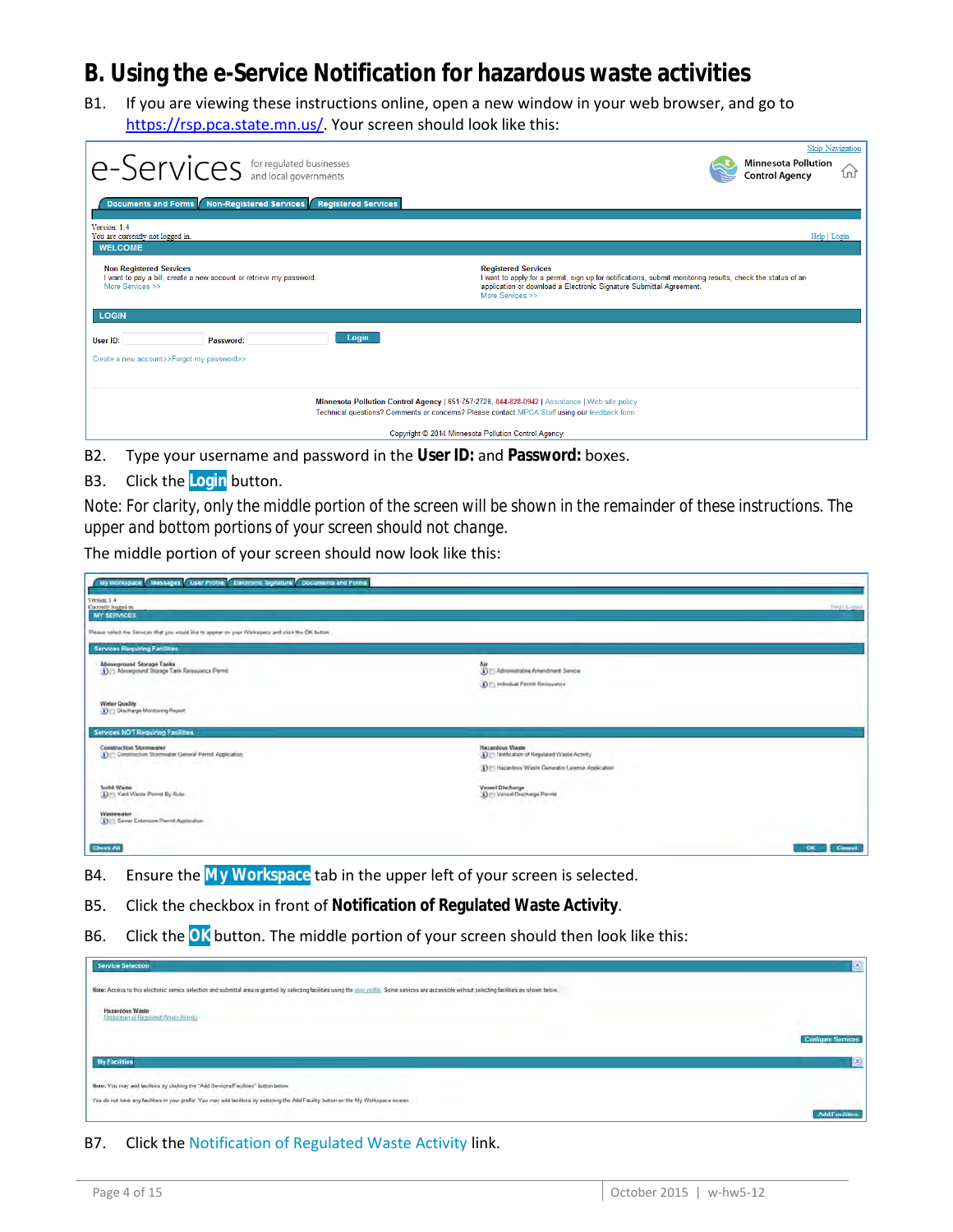# B. Using the e-Service Notification for hazardous waste activities

B1. If you are viewing these instructions online, open a new window in your web browser, and go to https://rsp.pca.state.mn.us/. Your screen should look like this:

B2. Type your username and password in the **User ID:** and **Password:** boxes.

B3. Click the **Login** button.

Note: For clarity, only the middle portion of the screen will be shown in the remainder of these instructions. The upper and bottom portions of your screen should not change.

The middle portion of your screen should now look like this:

B4. Ensure the **My Workspace** tab in the upper left of your screen is selected.

B5. Click the checkbox in front of **Notification of Regulated Waste Activity**.

B6. Click the **OK** button. The middle portion of your screen should then look like this:

B7. Click the Notification of Regulated Waste Activity link.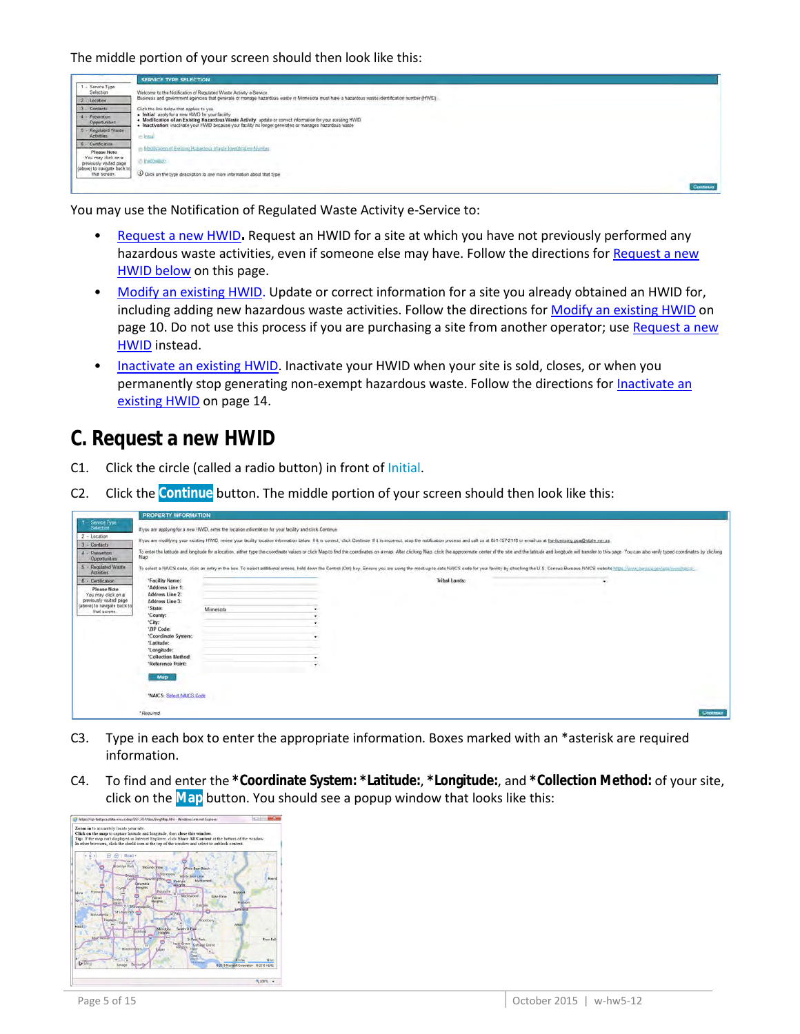The middle portion of your screen should then look like this:

You may use the Notification of Regulated Waste Activity e-Service to:

- Request a new HWID**.** Request an HWID for a site at which you have not previously performed any hazardous waste activities, even if someone else may have. Follow the directions for Request a new HWID below on this page.
- Modify an existing HWID. Update or correct information for a site you already obtained an HWID for, including adding new hazardous waste activities. Follow the directions for Modify an existing HWID on page 10. Do not use this process if you are purchasing a site from another operator; use Request a new HWID instead.
- Inactivate an existing HWID. Inactivate your HWID when your site is sold, closes, or when you permanently stop generating non-exempt hazardous waste. Follow the directions for Inactivate an existing HWID on page 14.

# C. Request a new HWID

C1. Click the circle (called a radio button) in front of Initial.

C2. Click the **Continue** button. The middle portion of your screen should then look like this:

C3. Type in each box to enter the appropriate information. Boxes marked with an *asterisk are required information.

C4. To find and enter the ***Coordinate System:** ***Latitude:**, ***Longitude:**, and ***Collection Method:** of your site, click on the **Map** button. You should see a popup window that looks like this: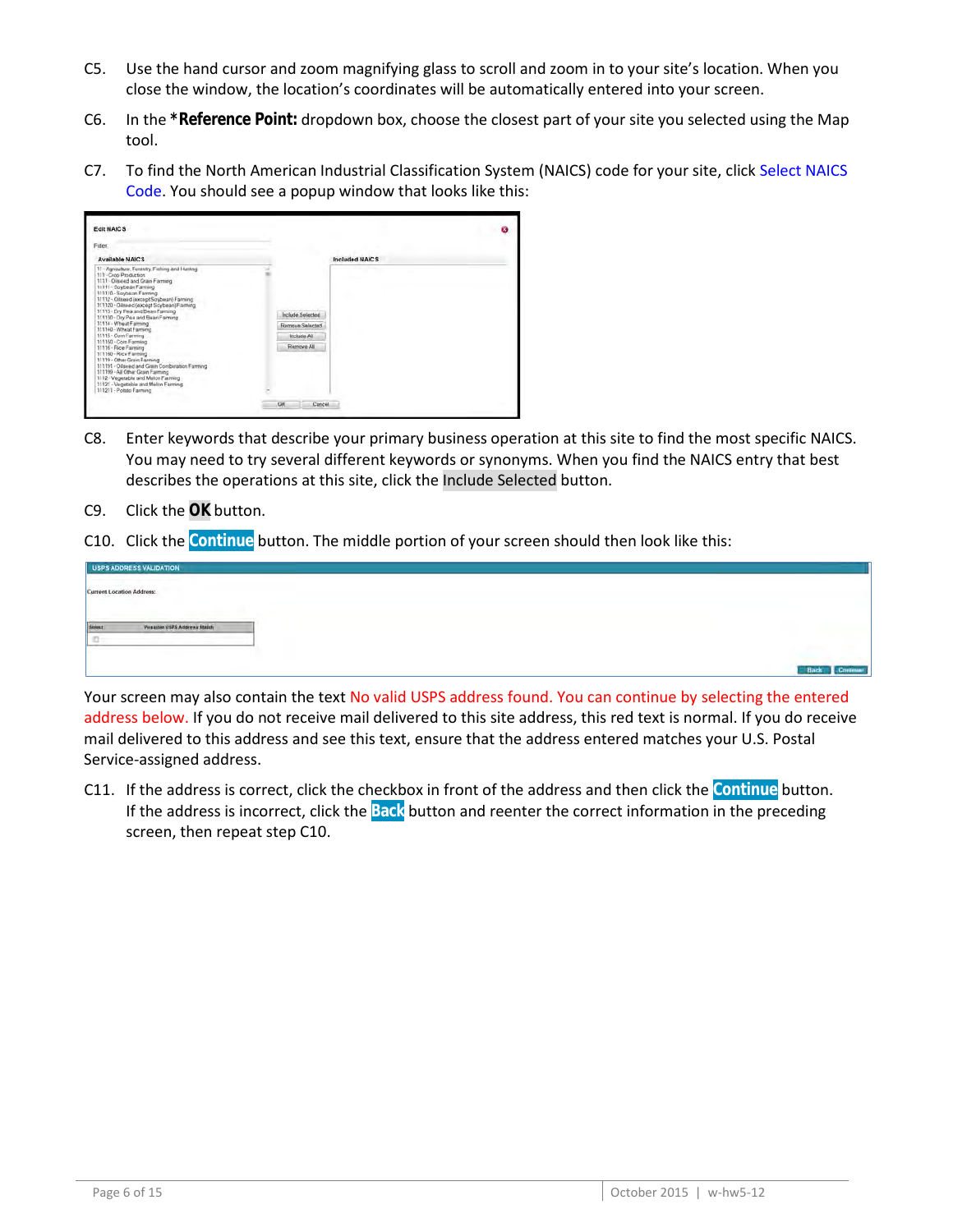C5. Use the hand cursor and zoom magnifying glass to scroll and zoom in to your site's location. When you close the window, the location's coordinates will be automatically entered into your screen.

C6. In the ***Reference Point:** dropdown box, choose the closest part of your site you selected using the Map tool.

C7. To find the North American Industrial Classification System (NAICS) code for your site, click Select NAICS Code. You should see a popup window that looks like this:

C8. Enter keywords that describe your primary business operation at this site to find the most specific NAICS. You may need to try several different keywords or synonyms. When you find the NAICS entry that best describes the operations at this site, click the Include Selected button.

C9. Click the **OK** button.

C10. Click the **Continue** button. The middle portion of your screen should then look like this:

Your screen may also contain the text No valid USPS address found. You can continue by selecting the entered address below. If you do not receive mail delivered to this site address, this red text is normal. If you do receive mail delivered to this address and see this text, ensure that the address entered matches your U.S. Postal Service-assigned address.

C11. If the address is correct, click the checkbox in front of the address and then click the **Continue** button. If the address is incorrect, click the **Back** button and reenter the correct information in the preceding screen, then repeat step C10.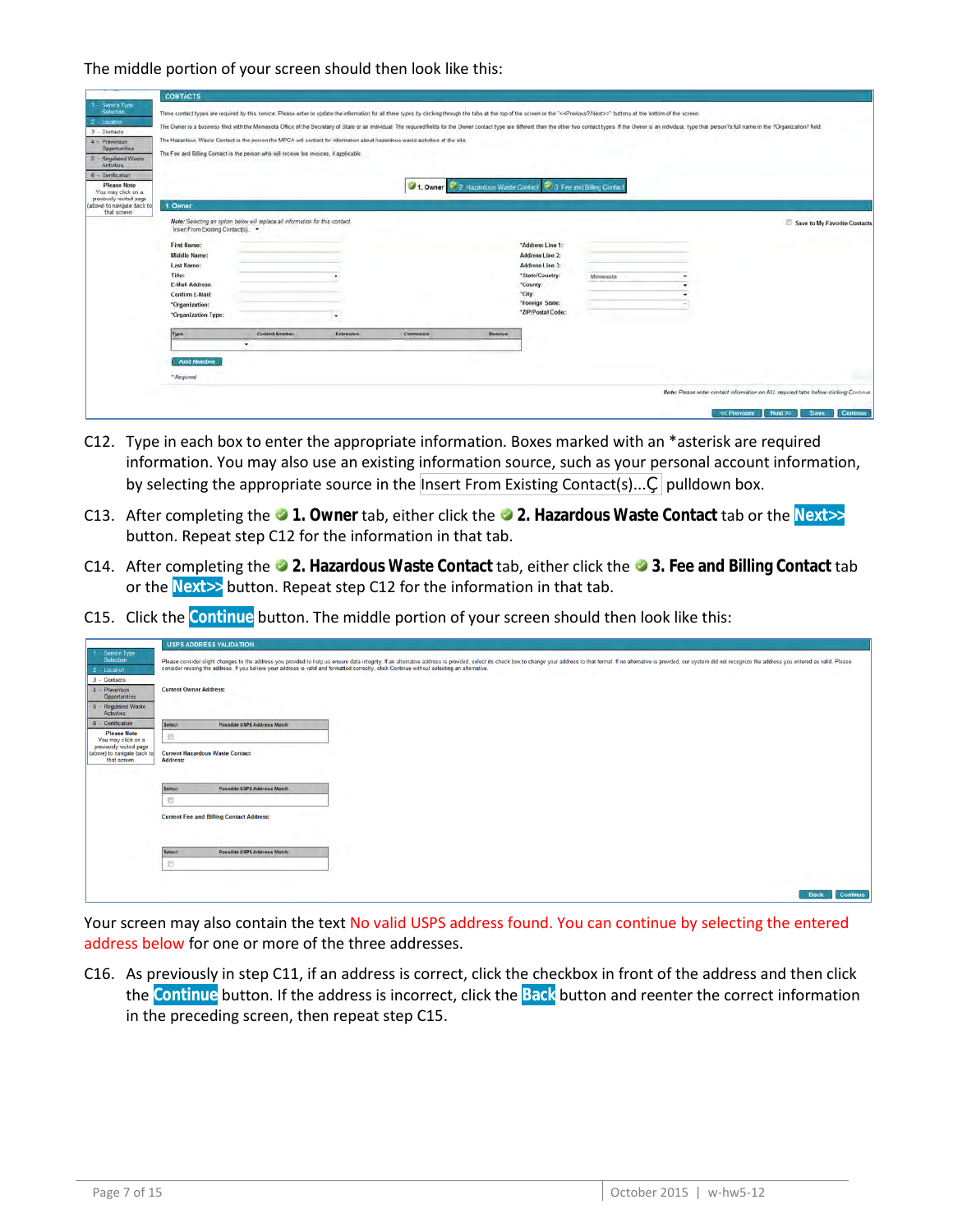The middle portion of your screen should then look like this:

C12. Type in each box to enter the appropriate information. Boxes marked with an *asterisk are required information. You may also use an existing information source, such as your personal account information, by selecting the appropriate source in the Insert From Existing Contact(s)... pulldown box.

C13. After completing the **1. Owner** tab, either click the **2. Hazardous Waste Contact** tab or the **Next>>** button. Repeat step C12 for the information in that tab.

C14. After completing the **2. Hazardous Waste Contact** tab, either click the **3. Fee and Billing Contact** tab or the **Next>>** button. Repeat step C12 for the information in that tab.

C15. Click the **Continue** button. The middle portion of your screen should then look like this:

Your screen may also contain the text No valid USPS address found. You can continue by selecting the entered address below for one or more of the three addresses.

C16. As previously in step C11, if an address is correct, click the checkbox in front of the address and then click the **Continue** button. If the address is incorrect, click the **Back** button and reenter the correct information in the preceding screen, then repeat step C15.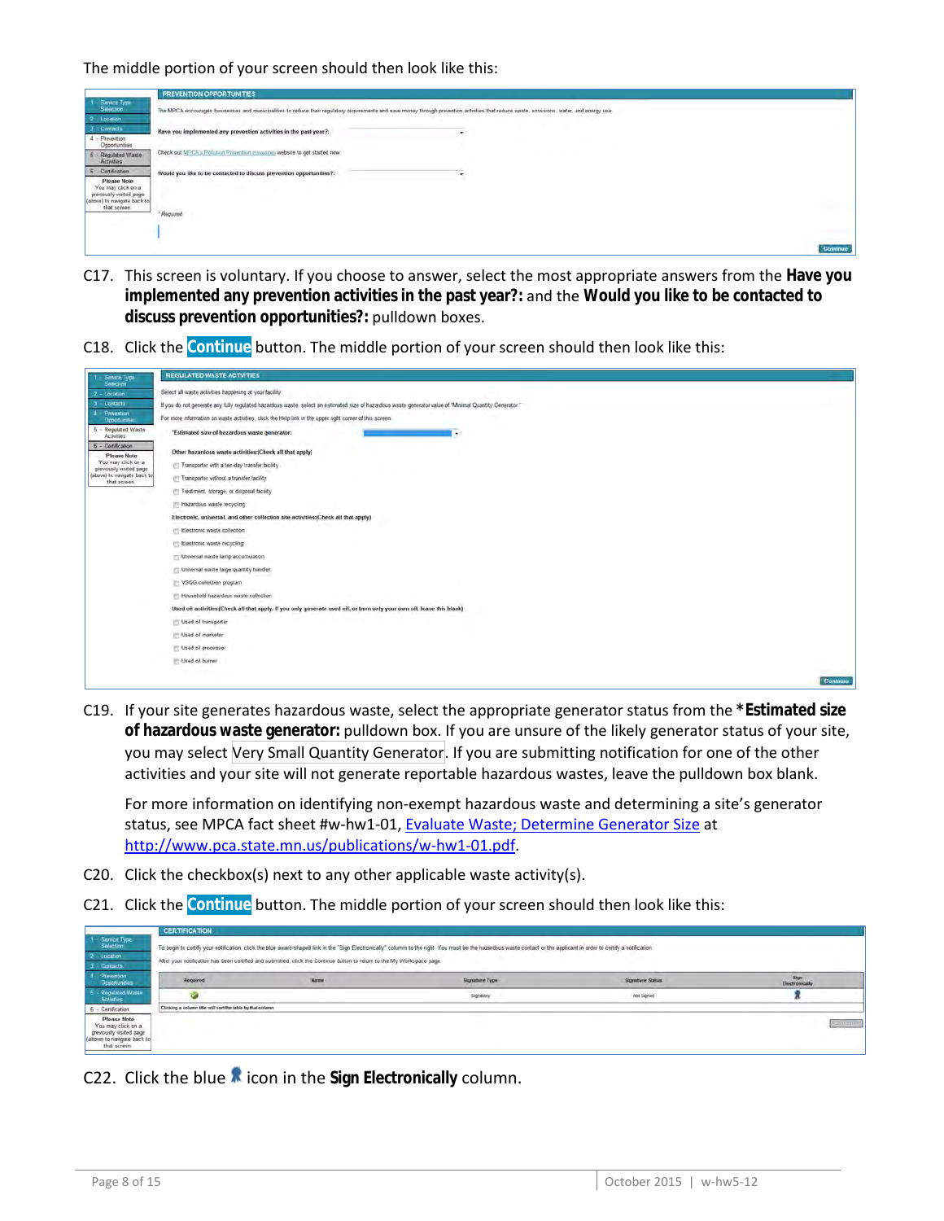The middle portion of your screen should then look like this:

C17. This screen is voluntary. If you choose to answer, select the most appropriate answers from the **Have you implemented any prevention activities in the past year?:** and the **Would you like to be contacted to discuss prevention opportunities?:** pulldown boxes.

C18. Click the **Continue** button. The middle portion of your screen should then look like this:

C19. If your site generates hazardous waste, select the appropriate generator status from the ***Estimated size of hazardous waste generator:** pulldown box. If you are unsure of the likely generator status of your site, you may select Very Small Quantity Generator. If you are submitting notification for one of the other activities and your site will not generate reportable hazardous wastes, leave the pulldown box blank.

For more information on identifying non-exempt hazardous waste and determining a site's generator status, see MPCA fact sheet #w-hw1-01, [Evaluate Waste; Determine Generator Size](http://www.pca.state.mn.us/publications/w-hw1-01.pdf) at [http://www.pca.state.mn.us/publications/w-hw1-01.pdf](http://www.pca.state.mn.us/publications/w-hw1-01.pdf).

C20. Click the checkbox(s) next to any other applicable waste activity(s).

C21. Click the **Continue** button. The middle portion of your screen should then look like this:

C22. Click the blue icon in the **Sign Electronically** column.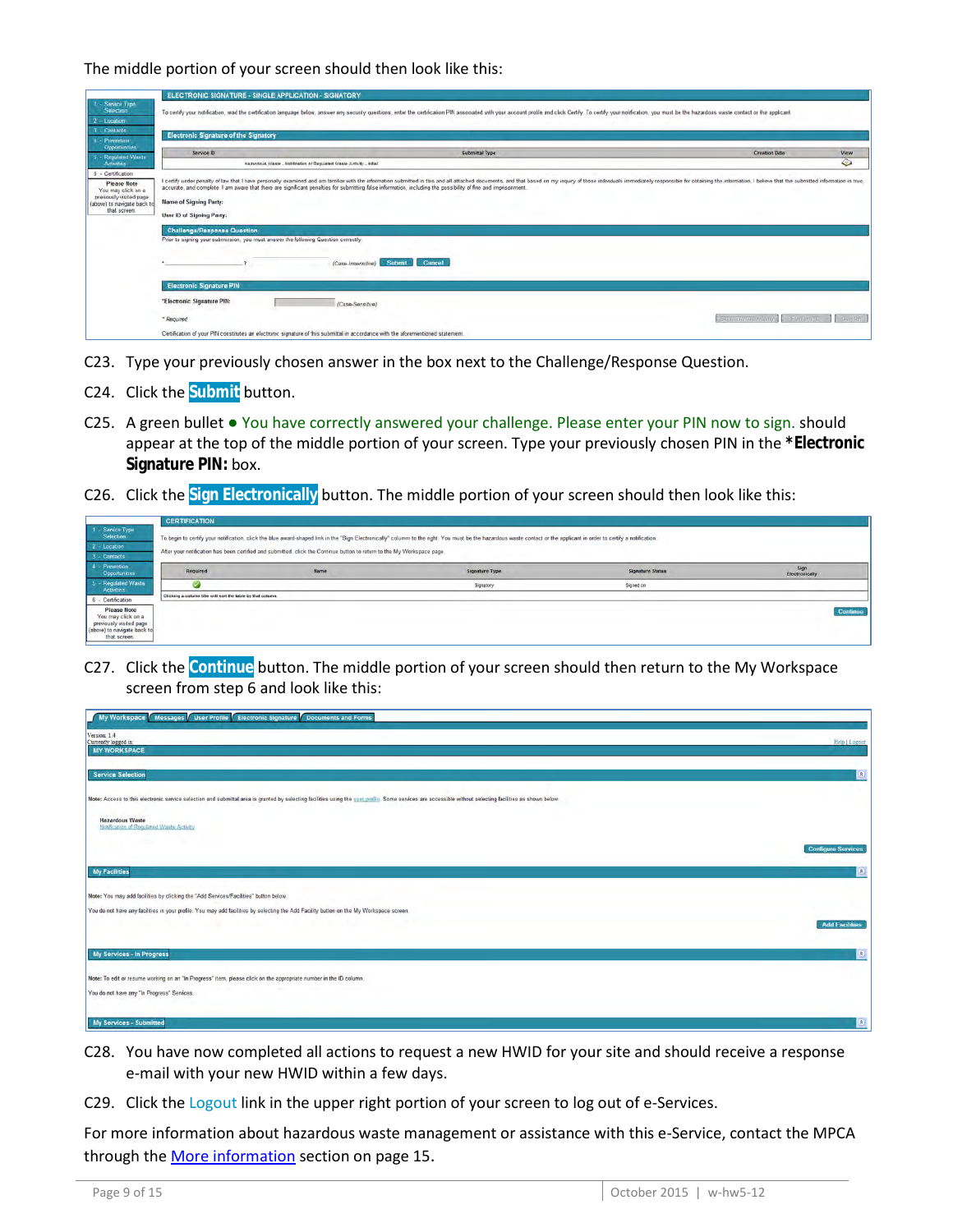The middle portion of your screen should then look like this:

C23. Type your previously chosen answer in the box next to the Challenge/Response Question.

C24. Click the **Submit** button.

C25. A green bullet ● You have correctly answered your challenge. Please enter your PIN now to sign. should appear at the top of the middle portion of your screen. Type your previously chosen PIN in the ***Electronic Signature PIN:** box.

C26. Click the **Sign Electronically** button. The middle portion of your screen should then look like this:

C27. Click the **Continue** button. The middle portion of your screen should then return to the My Workspace screen from step 6 and look like this:

C28. You have now completed all actions to request a new HWID for your site and should receive a response e-mail with your new HWID within a few days.

C29. Click the Logout link in the upper right portion of your screen to log out of e-Services.

For more information about hazardous waste management or assistance with this e-Service, contact the MPCA through the More information section on page 15.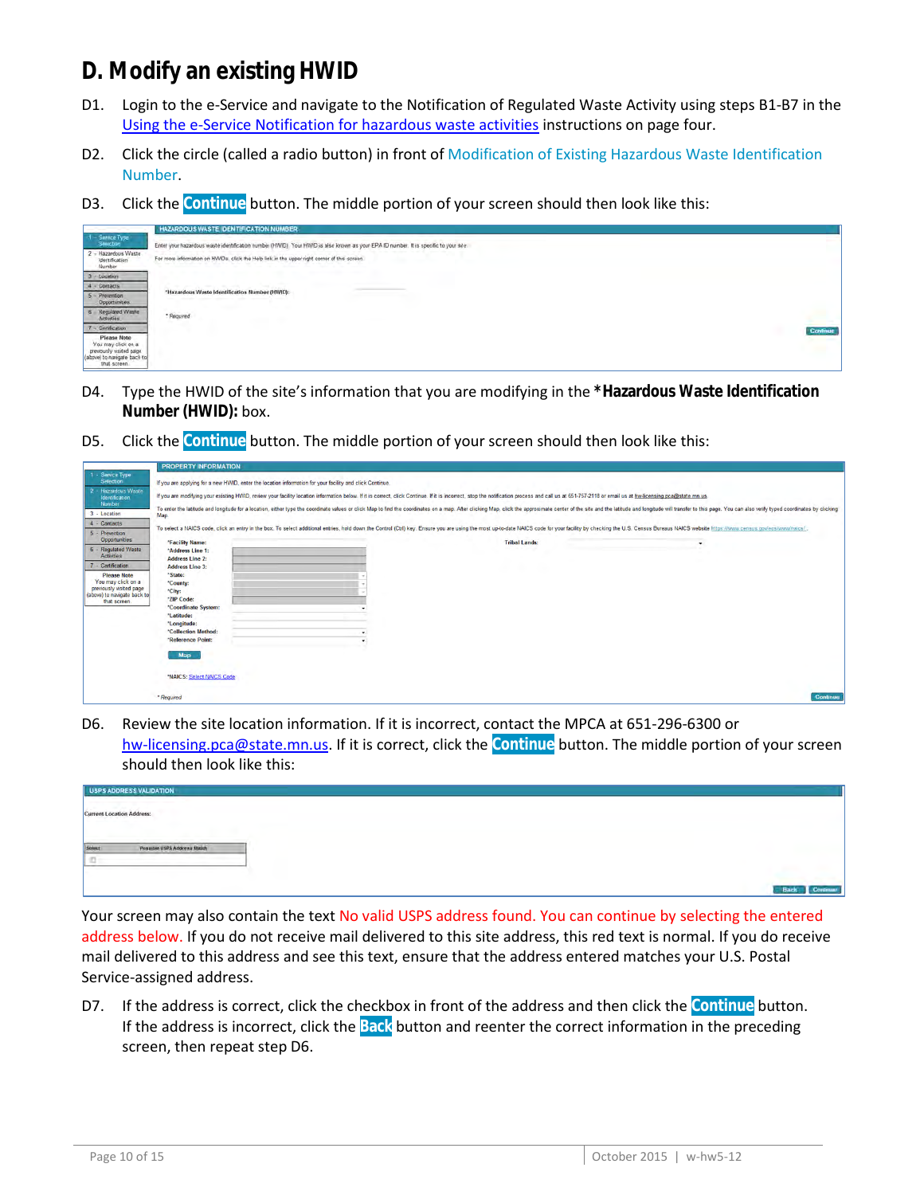# D. Modify an existing HWID

D1. Login to the e-Service and navigate to the Notification of Regulated Waste Activity using steps B1-B7 in the Using the e-Service Notification for hazardous waste activities instructions on page four.

D2. Click the circle (called a radio button) in front of Modification of Existing Hazardous Waste Identification Number.

D3. Click the **Continue** button. The middle portion of your screen should then look like this:

D4. Type the HWID of the site's information that you are modifying in the ***Hazardous Waste Identification Number (HWID):** box.

D5. Click the **Continue** button. The middle portion of your screen should then look like this:

D6. Review the site location information. If it is incorrect, contact the MPCA at 651-296-6300 or hw-licensing.pca@state.mn.us. If it is correct, click the **Continue** button. The middle portion of your screen should then look like this:

Your screen may also contain the text No valid USPS address found. You can continue by selecting the entered address below. If you do not receive mail delivered to this site address, this red text is normal. If you do receive mail delivered to this address and see this text, ensure that the address entered matches your U.S. Postal Service-assigned address.

D7. If the address is correct, click the checkbox in front of the address and then click the **Continue** button. If the address is incorrect, click the **Back** button and reenter the correct information in the preceding screen, then repeat step D6.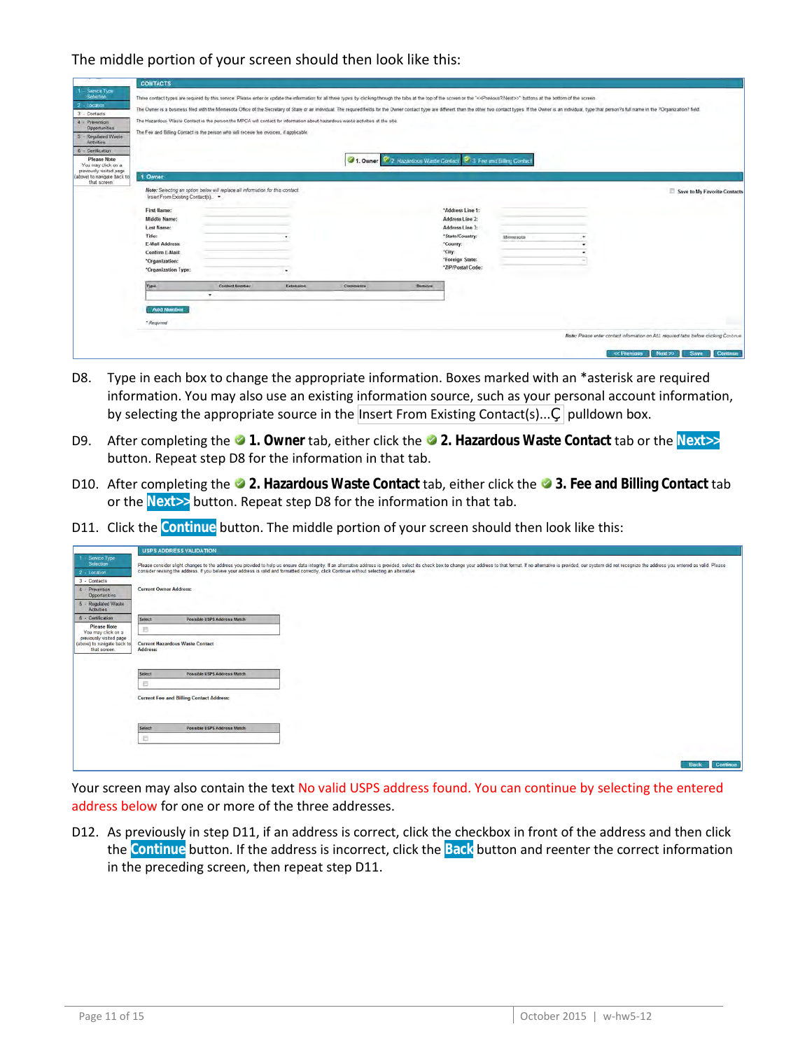The middle portion of your screen should then look like this:

D8. Type in each box to change the appropriate information. Boxes marked with an *asterisk are required information. You may also use an existing information source, such as your personal account information, by selecting the appropriate source in the Insert From Existing Contact(s)... pulldown box.

D9. After completing the **1. Owner** tab, either click the **2. Hazardous Waste Contact** tab or the **Next>>** button. Repeat step D8 for the information in that tab.

D10. After completing the **2. Hazardous Waste Contact** tab, either click the **3. Fee and Billing Contact** tab or the **Next>>** button. Repeat step D8 for the information in that tab.

D11. Click the **Continue** button. The middle portion of your screen should then look like this:

Your screen may also contain the text No valid USPS address found. You can continue by selecting the entered address below for one or more of the three addresses.

D12. As previously in step D11, if an address is correct, click the checkbox in front of the address and then click the **Continue** button. If the address is incorrect, click the **Back** button and reenter the correct information in the preceding screen, then repeat step D11.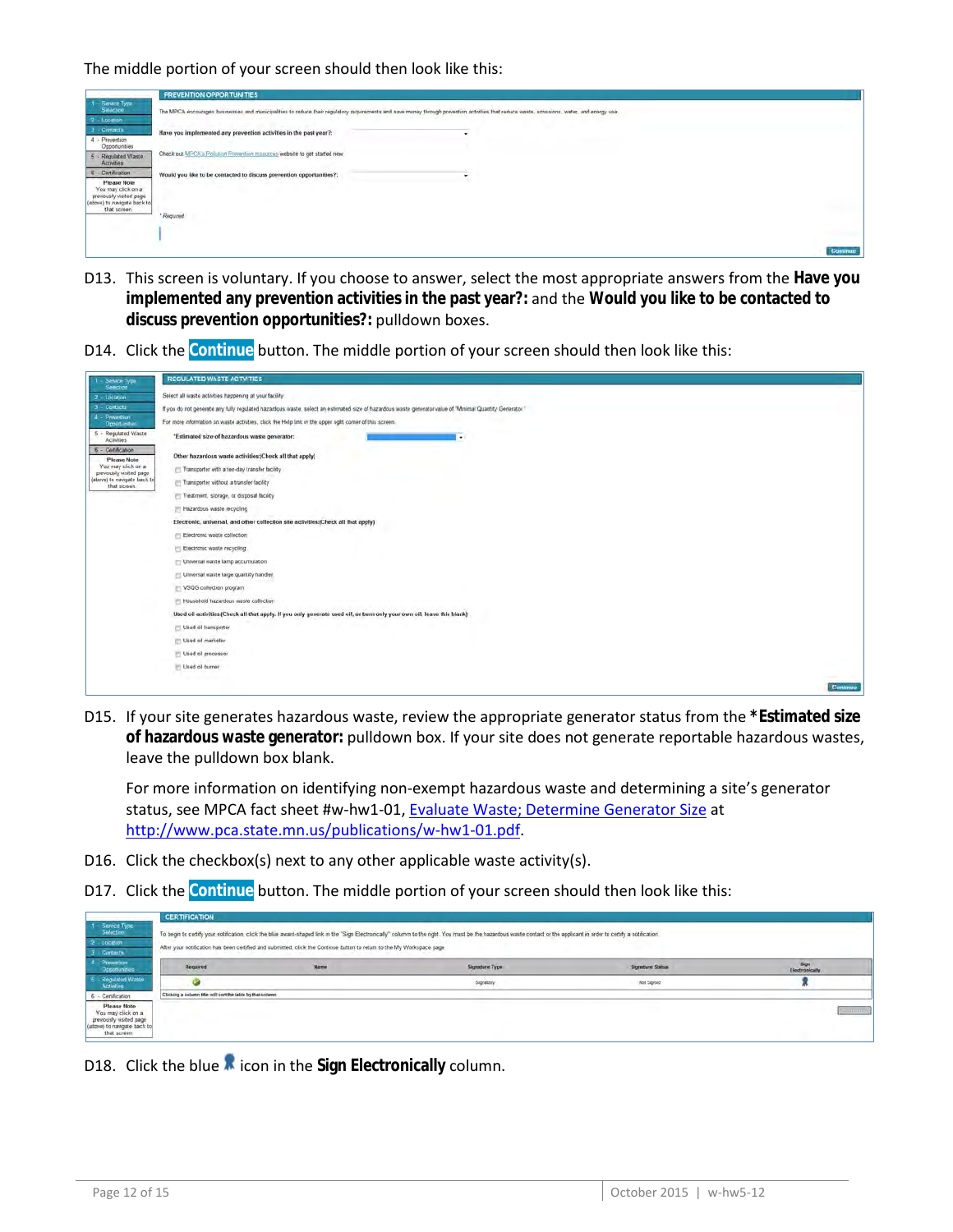The middle portion of your screen should then look like this:

D13. This screen is voluntary. If you choose to answer, select the most appropriate answers from the **Have you implemented any prevention activities in the past year?:** and the **Would you like to be contacted to discuss prevention opportunities?:** pulldown boxes.

D14. Click the **Continue** button. The middle portion of your screen should then look like this:

D15. If your site generates hazardous waste, review the appropriate generator status from the ***Estimated size of hazardous waste generator:** pulldown box. If your site does not generate reportable hazardous wastes, leave the pulldown box blank.

For more information on identifying non-exempt hazardous waste and determining a site's generator status, see MPCA fact sheet #w-hw1-01, Evaluate Waste; Determine Generator Size at http://www.pca.state.mn.us/publications/w-hw1-01.pdf.

D16. Click the checkbox(s) next to any other applicable waste activity(s).

D17. Click the **Continue** button. The middle portion of your screen should then look like this:

D18. Click the blue icon in the **Sign Electronically** column.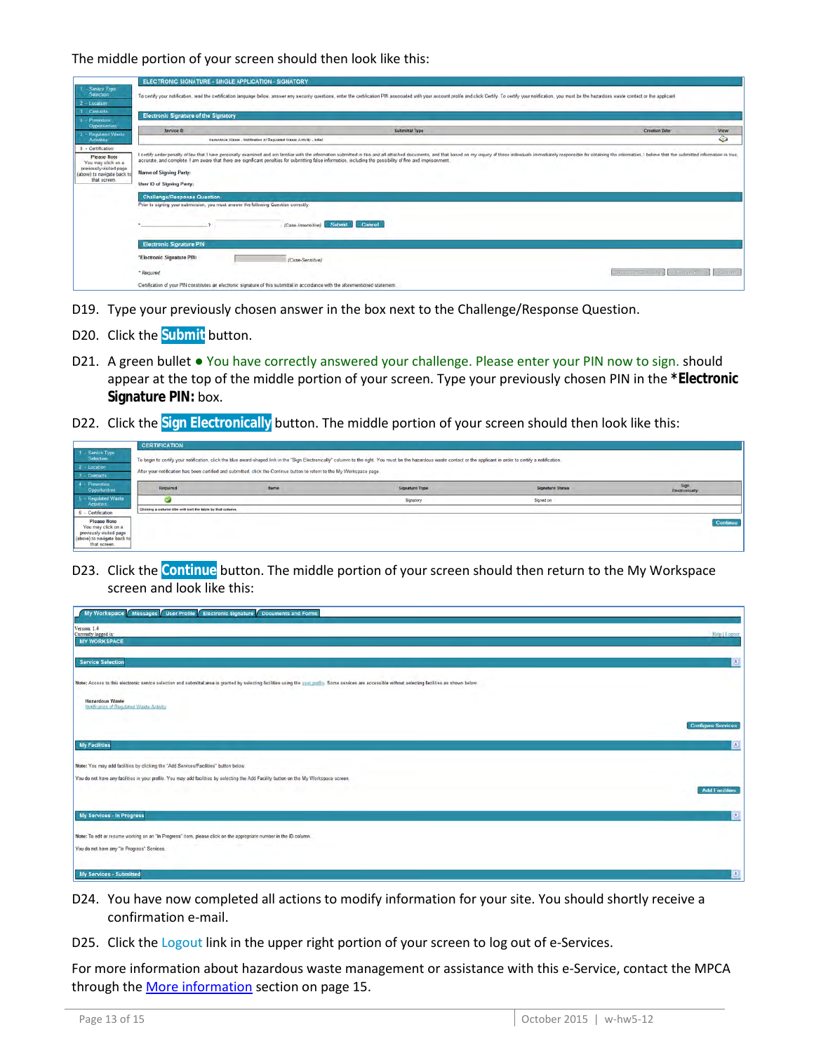The middle portion of your screen should then look like this:

D19. Type your previously chosen answer in the box next to the Challenge/Response Question.

D20. Click the **Submit** button.

D21. A green bullet ● You have correctly answered your challenge. Please enter your PIN now to sign. should appear at the top of the middle portion of your screen. Type your previously chosen PIN in the ***Electronic Signature PIN:** box.

D22. Click the **Sign Electronically** button. The middle portion of your screen should then look like this:

D23. Click the **Continue** button. The middle portion of your screen should then return to the My Workspace screen and look like this:

D24. You have now completed all actions to modify information for your site. You should shortly receive a confirmation e-mail.

D25. Click the Logout link in the upper right portion of your screen to log out of e-Services.

For more information about hazardous waste management or assistance with this e-Service, contact the MPCA through the More information section on page 15.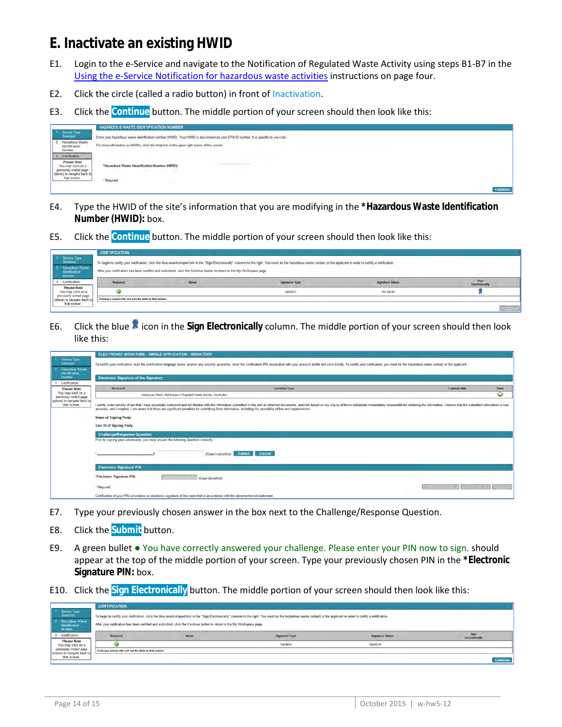# E. Inactivate an existing HWID

E1. Login to the e-Service and navigate to the Notification of Regulated Waste Activity using steps B1-B7 in the Using the e-Service Notification for hazardous waste activities instructions on page four.

E2. Click the circle (called a radio button) in front of Inactivation.

E3. Click the **Continue** button. The middle portion of your screen should then look like this:

E4. Type the HWID of the site's information that you are modifying in the ***Hazardous Waste Identification Number (HWID):** box.

E5. Click the **Continue** button. The middle portion of your screen should then look like this:

E6. Click the blue icon in the **Sign Electronically** column. The middle portion of your screen should then look like this:

E7. Type your previously chosen answer in the box next to the Challenge/Response Question.

E8. Click the **Submit** button.

E9. A green bullet ● You have correctly answered your challenge. Please enter your PIN now to sign. should appear at the top of the middle portion of your screen. Type your previously chosen PIN in the ***Electronic Signature PIN:** box.

E10. Click the **Sign Electronically** button. The middle portion of your screen should then look like this: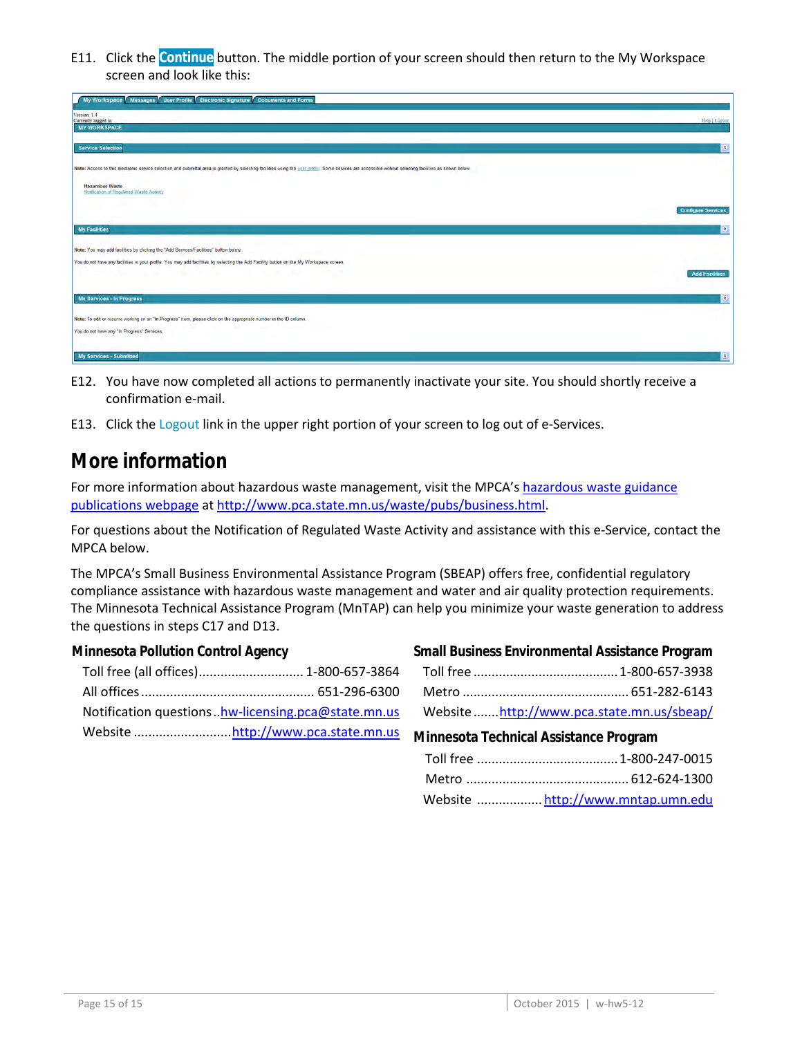E11. Click the **Continue** button. The middle portion of your screen should then return to the My Workspace screen and look like this:

E12. You have now completed all actions to permanently inactivate your site. You should shortly receive a confirmation e-mail.

E13. Click the Logout link in the upper right portion of your screen to log out of e-Services.

# More information

For more information about hazardous waste management, visit the MPCA's [hazardous waste guidance publications webpage](http://www.pca.state.mn.us/waste/pubs/business.html) at http://www.pca.state.mn.us/waste/pubs/business.html.

For questions about the Notification of Regulated Waste Activity and assistance with this e-Service, contact the MPCA below.

The MPCA's Small Business Environmental Assistance Program (SBEAP) offers free, confidential regulatory compliance assistance with hazardous waste management and water and air quality protection requirements. The Minnesota Technical Assistance Program (MnTAP) can help you minimize your waste generation to address the questions in steps C17 and D13.

**Minnesota Pollution Control Agency**

Toll free (all offices)............................ 1-800-657-3864
All offices ............................................... 651-296-6300
Notification questions ..hw-licensing.pca@state.mn.us
Website ..........................http://www.pca.state.mn.us

**Small Business Environmental Assistance Program**

Toll free ....................................... 1-800-657-3938
Metro ............................................ 651-282-6143
Website .......http://www.pca.state.mn.us/sbeap/

**Minnesota Technical Assistance Program**

Toll free ...................................... 1-800-247-0015
Metro ............................................ 612-624-1300
Website .................. http://www.mntap.umn.edu

October 2015 | w-hw5-12